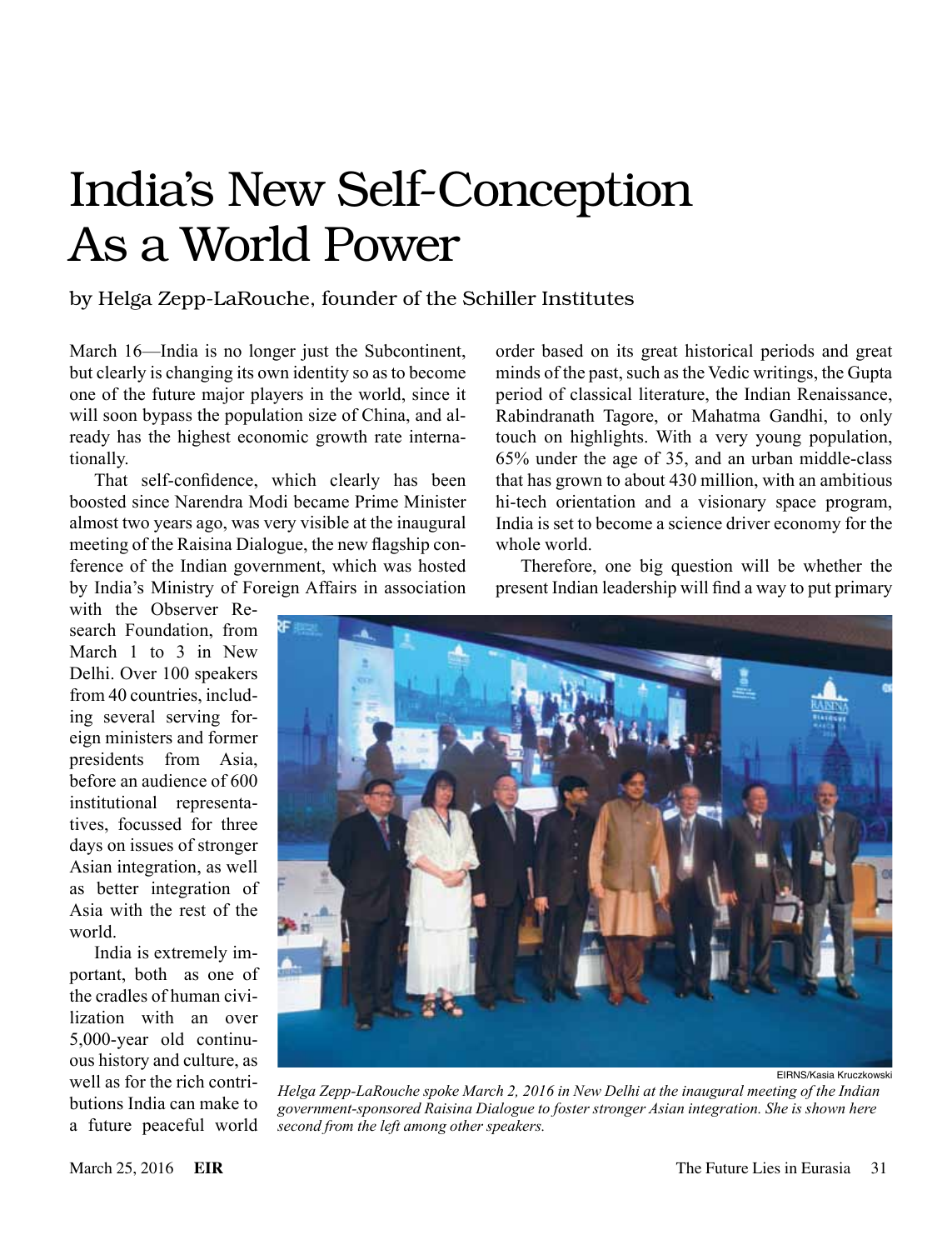# India's New Self-Conception As a World Power

by Helga Zepp-LaRouche, founder of the Schiller Institutes

March 16—India is no longer just the Subcontinent, but clearly is changing its own identity so as to become one of the future major players in the world, since it will soon bypass the population size of China, and already has the highest economic growth rate internationally.

That self-confidence, which clearly has been boosted since Narendra Modi became Prime Minister almost two years ago, was very visible at the inaugural meeting of the Raisina Dialogue, the new flagship conference of the Indian government, which was hosted by India's Ministry of Foreign Affairs in association with the Observer Research Foundation, from March 1 to 3 in New Delhi. Over 100 speakers from 40 countries, including several serving foreign ministers and former presidents from Asia, before an audience of 600 institutional representatives, focussed for three days on issues of stronger Asian integration, as well as better integration of Asia with the rest of the world.

India is extremely important, both as one of the cradles of human civilization with an over 5,000-year old continuous history and culture, as well as for the rich contributions India can make to a future peaceful world order based on its great historical periods and great minds of the past, such as the Vedic writings, the Gupta period of classical literature, the Indian Renaissance, Rabindranath Tagore, or Mahatma Gandhi, to only touch on highlights. With a very young population, 65% under the age of 35, and an urban middle-class that has grown to about 430 million, with an ambitious hi-tech orientation and a visionary space program, India is set to become a science driver economy for the whole world.

Therefore, one big question will be whether the present Indian leadership will find a way to put primary

EIRNS/Kasia Kruczkowski

*Helga Zepp-LaRouche spoke March 2, 2016 in New Delhi at the inaugural meeting of the Indian government-sponsored Raisina Dialogue to foster stronger Asian integration. She is shown here second from the left among other speakers.*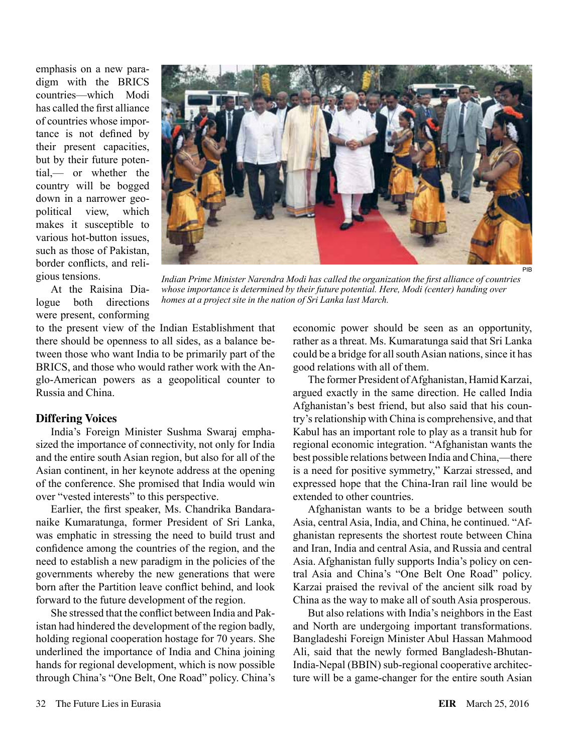emphasis on a new paradigm with the BRICS countries—which Modi has called the first alliance of countries whose importance is not defined by their present capacities, but by their future potential,— or whether the country will be bogged down in a narrower geopolitical view, which makes it susceptible to various hot-button issues, such as those of Pakistan, border conflicts, and religious tensions.

*Indian Prime Minister Narendra Modi has called the organization the first alliance of countries whose importance is determined by their future potential. Here, Modi (center) handing over homes at a project site in the nation of Sri Lanka last March.*

At the Raisina Dialogue both directions were present, conforming to the present view of the Indian Establishment that there should be openness to all sides, as a balance between those who want India to be primarily part of the BRICS, and those who would rather work with the Anglo-American powers as a geopolitical counter to Russia and China.

## Differing Voices

India's Foreign Minister Sushma Swaraj emphasized the importance of connectivity, not only for India and the entire south Asian region, but also for all of the Asian continent, in her keynote address at the opening of the conference. She promised that India would win over "vested interests" to this perspective.

Earlier, the first speaker, Ms. Chandrika Bandaranaike Kumaratunga, former President of Sri Lanka, was emphatic in stressing the need to build trust and confidence among the countries of the region, and the need to establish a new paradigm in the policies of the governments whereby the new generations that were born after the Partition leave conflict behind, and look forward to the future development of the region.

She stressed that the conflict between India and Pakistan had hindered the development of the region badly, holding regional cooperation hostage for 70 years. She underlined the importance of India and China joining hands for regional development, which is now possible through China's "One Belt, One Road" policy. China's economic power should be seen as an opportunity, rather as a threat. Ms. Kumaratunga said that Sri Lanka could be a bridge for all south Asian nations, since it has good relations with all of them.

The former President of Afghanistan, Hamid Karzai, argued exactly in the same direction. He called India Afghanistan's best friend, but also said that his country's relationship with China is comprehensive, and that Kabul has an important role to play as a transit hub for regional economic integration. "Afghanistan wants the best possible relations between India and China,—there is a need for positive symmetry," Karzai stressed, and expressed hope that the China-Iran rail line would be extended to other countries.

Afghanistan wants to be a bridge between south Asia, central Asia, India, and China, he continued. "Afghanistan represents the shortest route between China and Iran, India and central Asia, and Russia and central Asia. Afghanistan fully supports India's policy on central Asia and China's "One Belt One Road" policy. Karzai praised the revival of the ancient silk road by China as the way to make all of south Asia prosperous.

But also relations with India's neighbors in the East and North are undergoing important transformations. Bangladeshi Foreign Minister Abul Hassan Mahmood Ali, said that the newly formed Bangladesh-Bhutan-India-Nepal (BBIN) sub-regional cooperative architecture will be a game-changer for the entire south Asian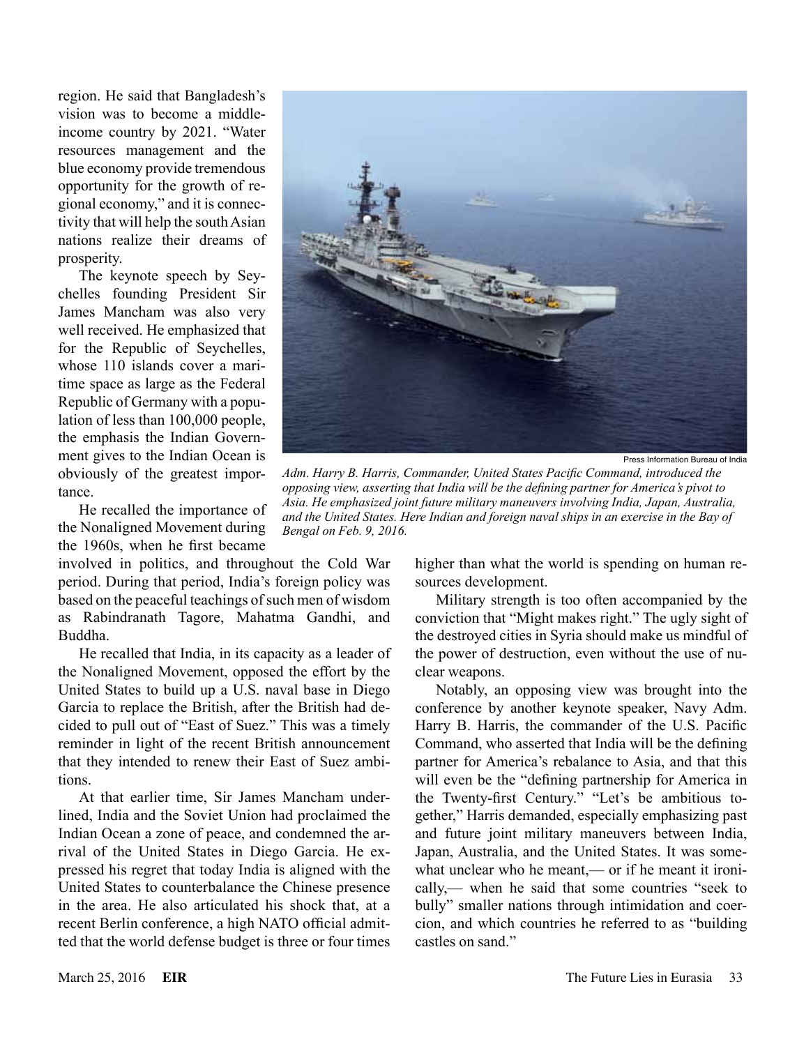region. He said that Bangladesh's vision was to become a middle-income country by 2021. "Water resources management and the blue economy provide tremendous opportunity for the growth of regional economy," and it is connectivity that will help the south Asian nations realize their dreams of prosperity.

The keynote speech by Seychelles founding President Sir James Mancham was also very well received. He emphasized that for the Republic of Seychelles, whose 110 islands cover a maritime space as large as the Federal Republic of Germany with a population of less than 100,000 people, the emphasis the Indian Government gives to the Indian Ocean is obviously of the greatest importance.

He recalled the importance of the Nonaligned Movement during the 1960s, when he first became involved in politics, and throughout the Cold War period. During that period, India's foreign policy was based on the peaceful teachings of such men of wisdom as Rabindranath Tagore, Mahatma Gandhi, and Buddha.

He recalled that India, in its capacity as a leader of the Nonaligned Movement, opposed the effort by the United States to build up a U.S. naval base in Diego Garcia to replace the British, after the British had decided to pull out of "East of Suez." This was a timely reminder in light of the recent British announcement that they intended to renew their East of Suez ambitions.

At that earlier time, Sir James Mancham underlined, India and the Soviet Union had proclaimed the Indian Ocean a zone of peace, and condemned the arrival of the United States in Diego Garcia. He expressed his regret that today India is aligned with the United States to counterbalance the Chinese presence in the area. He also articulated his shock that, at a recent Berlin conference, a high NATO official admitted that the world defense budget is three or four times higher than what the world is spending on human resources development.

Military strength is too often accompanied by the conviction that "Might makes right." The ugly sight of the destroyed cities in Syria should make us mindful of the power of destruction, even without the use of nuclear weapons.

Notably, an opposing view was brought into the conference by another keynote speaker, Navy Adm. Harry B. Harris, the commander of the U.S. Pacific Command, who asserted that India will be the defining partner for America's rebalance to Asia, and that this will even be the "defining partnership for America in the Twenty-first Century." "Let's be ambitious together," Harris demanded, especially emphasizing past and future joint military maneuvers between India, Japan, Australia, and the United States. It was somewhat unclear who he meant,— or if he meant it ironically,— when he said that some countries "seek to bully" smaller nations through intimidation and coercion, and which countries he referred to as "building castles on sand."

Press Information Bureau of India

*Adm. Harry B. Harris, Commander, United States Pacific Command, introduced the opposing view, asserting that India will be the defining partner for America's pivot to Asia. He emphasized joint future military maneuvers involving India, Japan, Australia, and the United States. Here Indian and foreign naval ships in an exercise in the Bay of Bengal on Feb. 9, 2016.*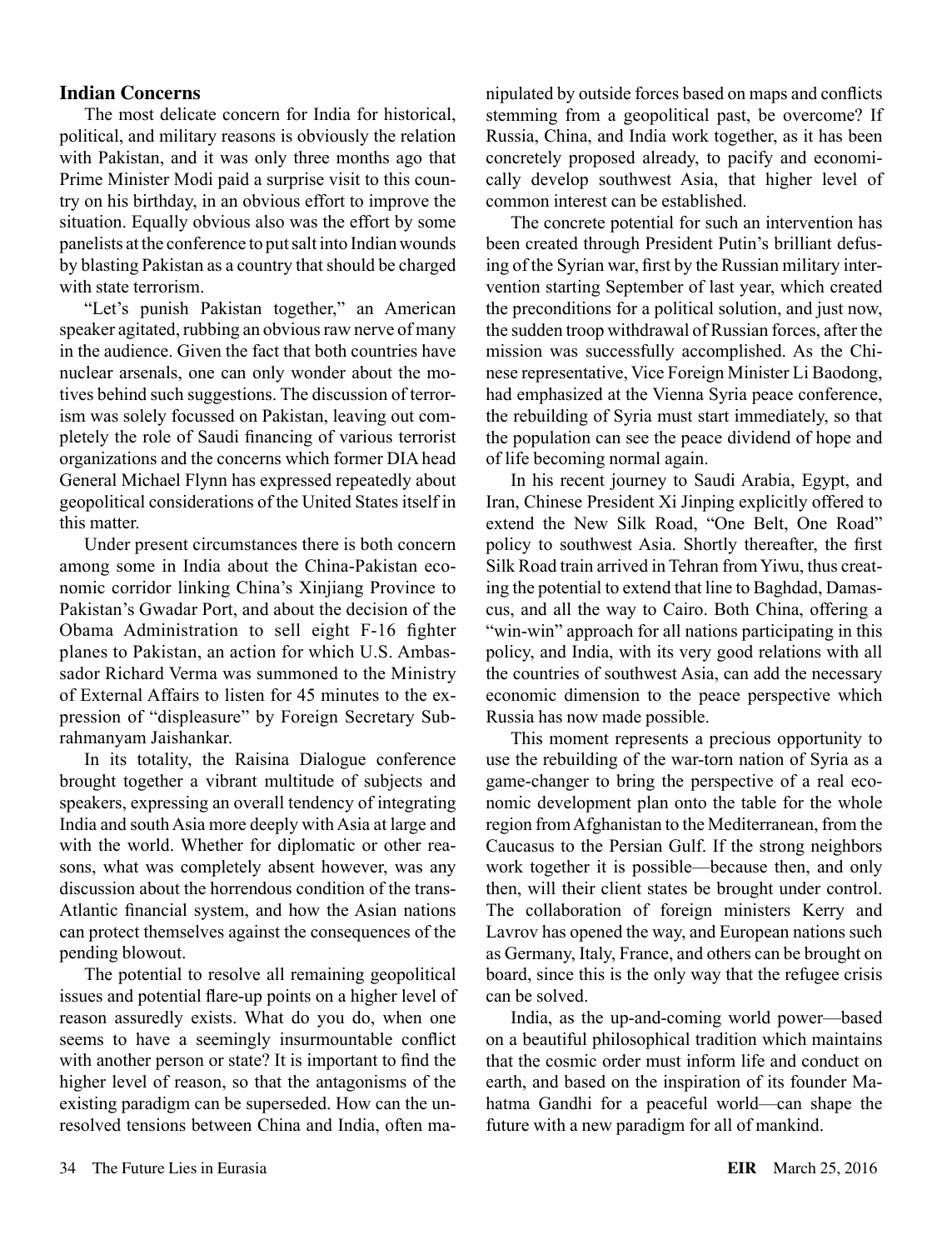## Indian Concerns

The most delicate concern for India for historical, political, and military reasons is obviously the relation with Pakistan, and it was only three months ago that Prime Minister Modi paid a surprise visit to this country on his birthday, in an obvious effort to improve the situation. Equally obvious also was the effort by some panelists at the conference to put salt into Indian wounds by blasting Pakistan as a country that should be charged with state terrorism.

"Let's punish Pakistan together," an American speaker agitated, rubbing an obvious raw nerve of many in the audience. Given the fact that both countries have nuclear arsenals, one can only wonder about the motives behind such suggestions. The discussion of terrorism was solely focussed on Pakistan, leaving out completely the role of Saudi financing of various terrorist organizations and the concerns which former DIA head General Michael Flynn has expressed repeatedly about geopolitical considerations of the United States itself in this matter.

Under present circumstances there is both concern among some in India about the China-Pakistan economic corridor linking China's Xinjiang Province to Pakistan's Gwadar Port, and about the decision of the Obama Administration to sell eight F-16 fighter planes to Pakistan, an action for which U.S. Ambassador Richard Verma was summoned to the Ministry of External Affairs to listen for 45 minutes to the expression of "displeasure" by Foreign Secretary Subrahmanyam Jaishankar.

In its totality, the Raisina Dialogue conference brought together a vibrant multitude of subjects and speakers, expressing an overall tendency of integrating India and south Asia more deeply with Asia at large and with the world. Whether for diplomatic or other reasons, what was completely absent however, was any discussion about the horrendous condition of the trans-Atlantic financial system, and how the Asian nations can protect themselves against the consequences of the pending blowout.

The potential to resolve all remaining geopolitical issues and potential flare-up points on a higher level of reason assuredly exists. What do you do, when one seems to have a seemingly insurmountable conflict with another person or state? It is important to find the higher level of reason, so that the antagonisms of the existing paradigm can be superseded. How can the unresolved tensions between China and India, often manipulated by outside forces based on maps and conflicts stemming from a geopolitical past, be overcome? If Russia, China, and India work together, as it has been concretely proposed already, to pacify and economically develop southwest Asia, that higher level of common interest can be established.

The concrete potential for such an intervention has been created through President Putin's brilliant defusing of the Syrian war, first by the Russian military intervention starting September of last year, which created the preconditions for a political solution, and just now, the sudden troop withdrawal of Russian forces, after the mission was successfully accomplished. As the Chinese representative, Vice Foreign Minister Li Baodong, had emphasized at the Vienna Syria peace conference, the rebuilding of Syria must start immediately, so that the population can see the peace dividend of hope and of life becoming normal again.

In his recent journey to Saudi Arabia, Egypt, and Iran, Chinese President Xi Jinping explicitly offered to extend the New Silk Road, "One Belt, One Road" policy to southwest Asia. Shortly thereafter, the first Silk Road train arrived in Tehran from Yiwu, thus creating the potential to extend that line to Baghdad, Damascus, and all the way to Cairo. Both China, offering a "win-win" approach for all nations participating in this policy, and India, with its very good relations with all the countries of southwest Asia, can add the necessary economic dimension to the peace perspective which Russia has now made possible.

This moment represents a precious opportunity to use the rebuilding of the war-torn nation of Syria as a game-changer to bring the perspective of a real economic development plan onto the table for the whole region from Afghanistan to the Mediterranean, from the Caucasus to the Persian Gulf. If the strong neighbors work together it is possible—because then, and only then, will their client states be brought under control. The collaboration of foreign ministers Kerry and Lavrov has opened the way, and European nations such as Germany, Italy, France, and others can be brought on board, since this is the only way that the refugee crisis can be solved.

India, as the up-and-coming world power—based on a beautiful philosophical tradition which maintains that the cosmic order must inform life and conduct on earth, and based on the inspiration of its founder Mahatma Gandhi for a peaceful world—can shape the future with a new paradigm for all of mankind.